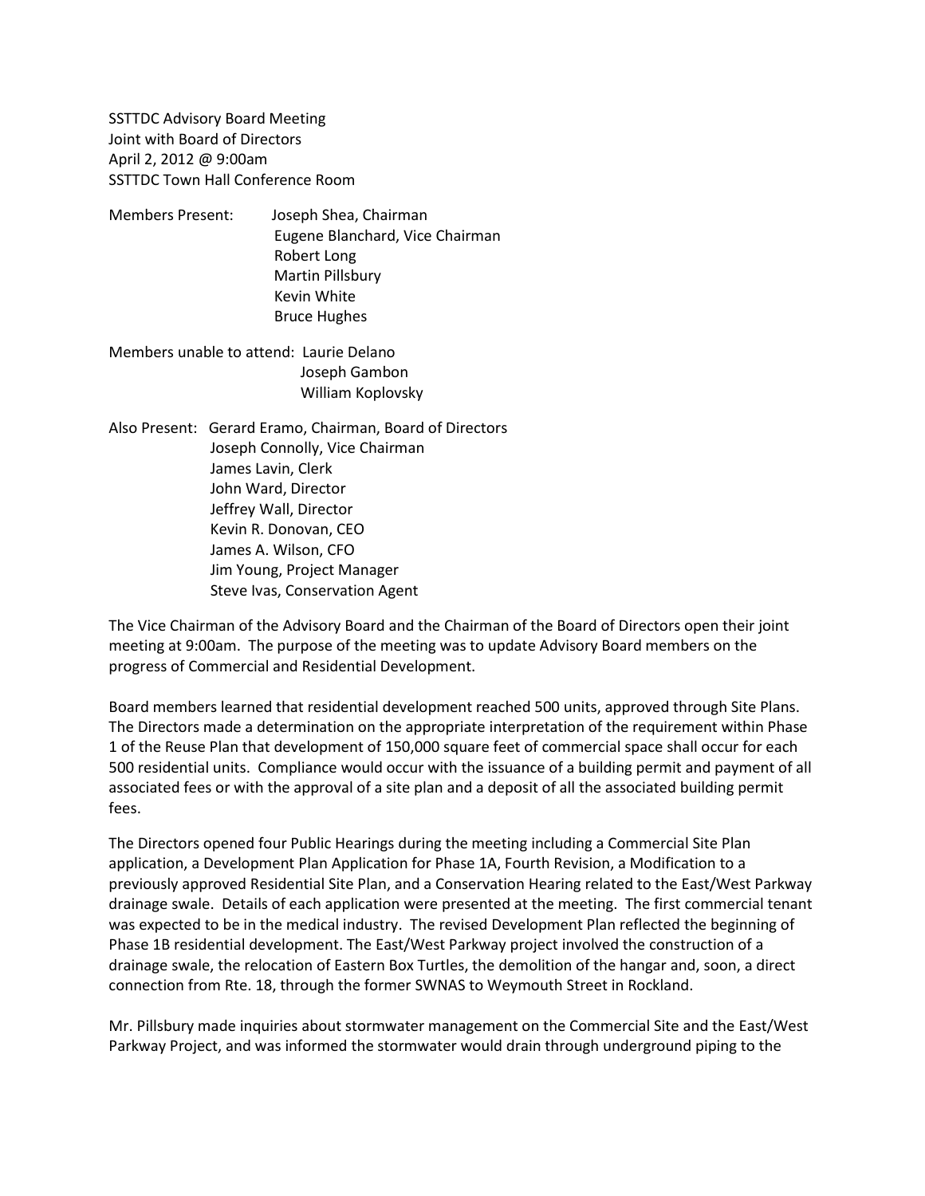SSTTDC Advisory Board Meeting
Joint with Board of Directors
April 2, 2012 @ 9:00am
SSTTDC Town Hall Conference Room

Members Present: Joseph Shea, Chairman
Eugene Blanchard, Vice Chairman
Robert Long
Martin Pillsbury
Kevin White
Bruce Hughes

Members unable to attend: Laurie Delano
Joseph Gambon
William Koplovsky

Also Present: Gerard Eramo, Chairman, Board of Directors
Joseph Connolly, Vice Chairman
James Lavin, Clerk
John Ward, Director
Jeffrey Wall, Director
Kevin R. Donovan, CEO
James A. Wilson, CFO
Jim Young, Project Manager
Steve Ivas, Conservation Agent

The Vice Chairman of the Advisory Board and the Chairman of the Board of Directors open their joint meeting at 9:00am. The purpose of the meeting was to update Advisory Board members on the progress of Commercial and Residential Development.

Board members learned that residential development reached 500 units, approved through Site Plans. The Directors made a determination on the appropriate interpretation of the requirement within Phase 1 of the Reuse Plan that development of 150,000 square feet of commercial space shall occur for each 500 residential units. Compliance would occur with the issuance of a building permit and payment of all associated fees or with the approval of a site plan and a deposit of all the associated building permit fees.

The Directors opened four Public Hearings during the meeting including a Commercial Site Plan application, a Development Plan Application for Phase 1A, Fourth Revision, a Modification to a previously approved Residential Site Plan, and a Conservation Hearing related to the East/West Parkway drainage swale. Details of each application were presented at the meeting. The first commercial tenant was expected to be in the medical industry. The revised Development Plan reflected the beginning of Phase 1B residential development. The East/West Parkway project involved the construction of a drainage swale, the relocation of Eastern Box Turtles, the demolition of the hangar and, soon, a direct connection from Rte. 18, through the former SWNAS to Weymouth Street in Rockland.

Mr. Pillsbury made inquiries about stormwater management on the Commercial Site and the East/West Parkway Project, and was informed the stormwater would drain through underground piping to the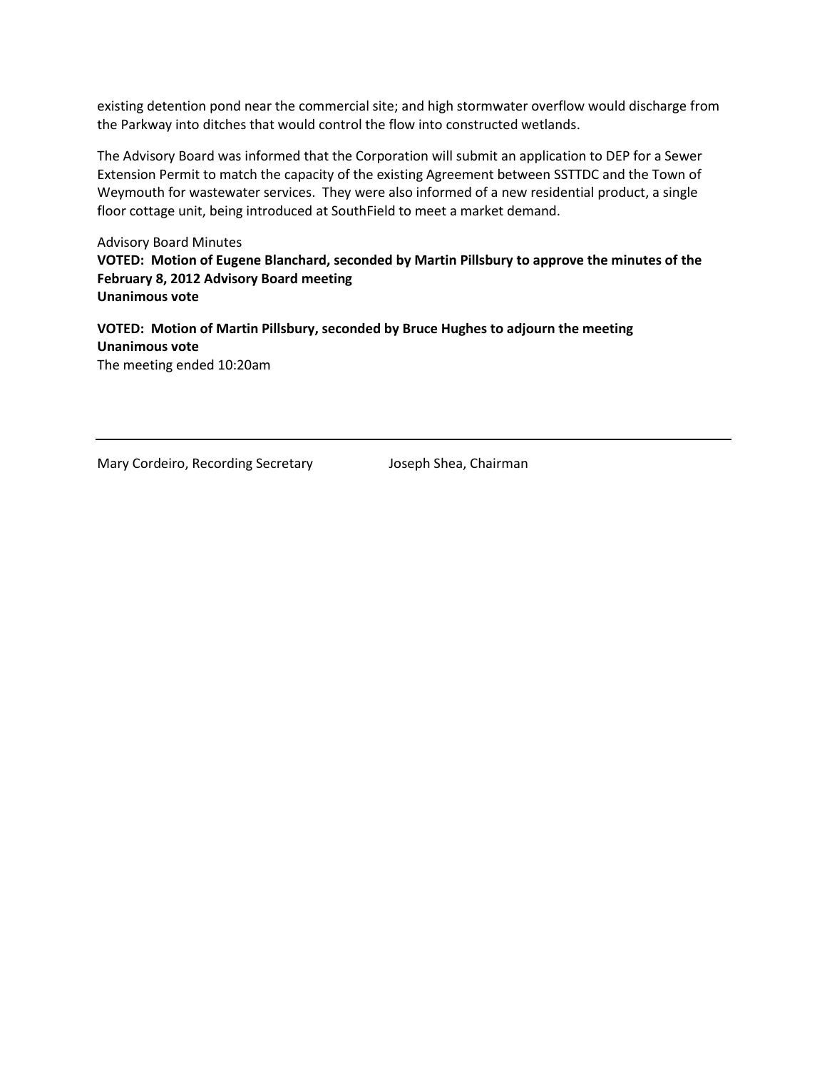existing detention pond near the commercial site; and high stormwater overflow would discharge from the Parkway into ditches that would control the flow into constructed wetlands.

The Advisory Board was informed that the Corporation will submit an application to DEP for a Sewer Extension Permit to match the capacity of the existing Agreement between SSTTDC and the Town of Weymouth for wastewater services. They were also informed of a new residential product, a single floor cottage unit, being introduced at SouthField to meet a market demand.

Advisory Board Minutes

**VOTED: Motion of Eugene Blanchard, seconded by Martin Pillsbury to approve the minutes of the February 8, 2012 Advisory Board meeting**
**Unanimous vote**

**VOTED: Motion of Martin Pillsbury, seconded by Bruce Hughes to adjourn the meeting**
**Unanimous vote**

The meeting ended 10:20am

---

Mary Cordeiro, Recording Secretary          Joseph Shea, Chairman